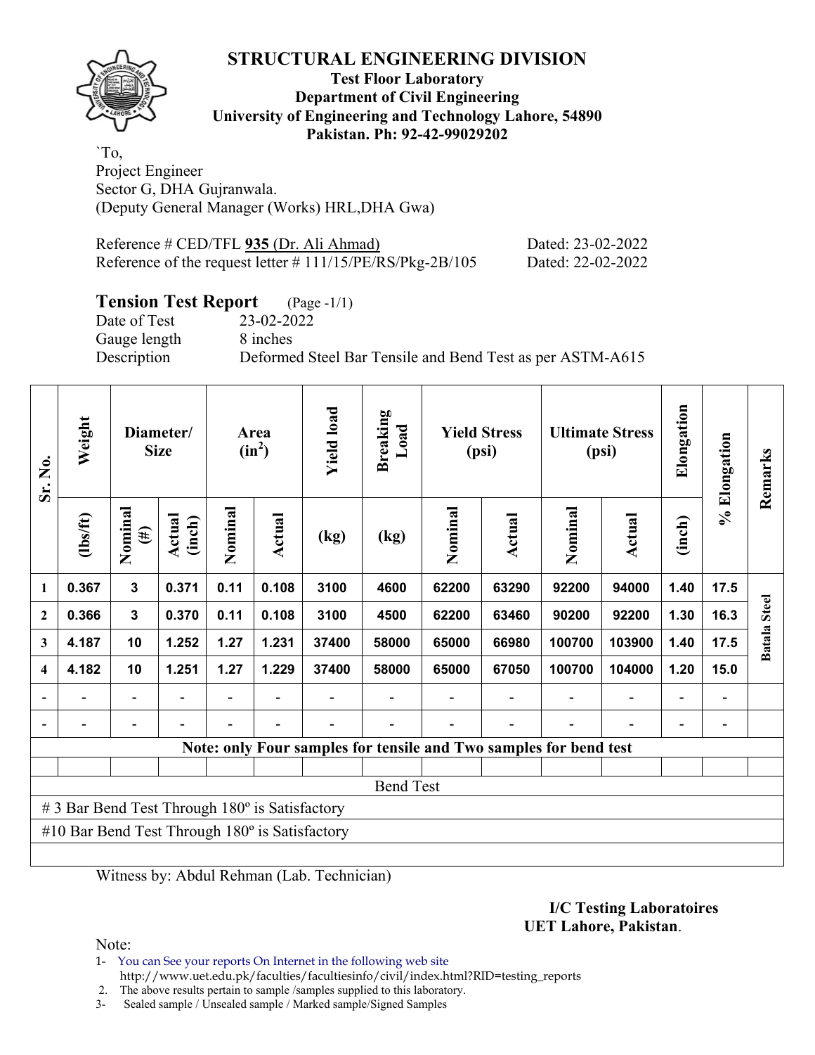# STRUCTURAL ENGINEERING DIVISION

**Test Floor Laboratory**
**Department of Civil Engineering**
**University of Engineering and Technology Lahore, 54890**
**Pakistan. Ph: 92-42-99029202**

`To,
Project Engineer
Sector G, DHA Gujranwala.
(Deputy General Manager (Works) HRL,DHA Gwa)

Reference # CED/TFL **935** (Dr. Ali Ahmad) Dated: 23-02-2022
Reference of the request letter # 111/15/PE/RS/Pkg-2B/105 Dated: 22-02-2022

## Tension Test Report (Page -1/1)

Date of Test 23-02-2022
Gauge length 8 inches
Description Deformed Steel Bar Tensile and Bend Test as per ASTM-A615

| Sr. No. | Weight | Diameter/ Size | | Area ($in^2$) | | Yield load | Breaking Load | Yield Stress (psi) | | Ultimate Stress (psi) | | Elongation | % Elongation | Remarks |
|---|---|---|---|---|---|---|---|---|---|---|---|---|---|---|
| | (lbs/ft) | Nominal (#) | Actual (inch) | Nominal | Actual | (kg) | (kg) | Nominal | Actual | Nominal | Actual | (inch) | | |
| 1 | 0.367 | 3 | 0.371 | 0.11 | 0.108 | 3100 | 4600 | 62200 | 63290 | 92200 | 94000 | 1.40 | 17.5 | Batala Steel |
| 2 | 0.366 | 3 | 0.370 | 0.11 | 0.108 | 3100 | 4500 | 62200 | 63460 | 90200 | 92200 | 1.30 | 16.3 | |
| 3 | 4.187 | 10 | 1.252 | 1.27 | 1.231 | 37400 | 58000 | 65000 | 66980 | 100700 | 103900 | 1.40 | 17.5 | |
| 4 | 4.182 | 10 | 1.251 | 1.27 | 1.229 | 37400 | 58000 | 65000 | 67050 | 100700 | 104000 | 1.20 | 15.0 | |
| - | - | - | - | - | - | - | - | - | - | - | - | - | - | |
| - | - | - | - | - | - | - | - | - | - | - | - | - | - | |

**Note: only Four samples for tensile and Two samples for bend test**

Bend Test

# 3 Bar Bend Test Through 180º is Satisfactory

#10 Bar Bend Test Through 180º is Satisfactory

Witness by: Abdul Rehman (Lab. Technician)

**I/C Testing Laboratoires**
**UET Lahore, Pakistan**.

Note:

1- You can See your reports On Internet in the following web site
http://www.uet.edu.pk/faculties/facultiesinfo/civil/index.html?RID=testing_reports
2. The above results pertain to sample /samples supplied to this laboratory.
3- Sealed sample / Unsealed sample / Marked sample/Signed Samples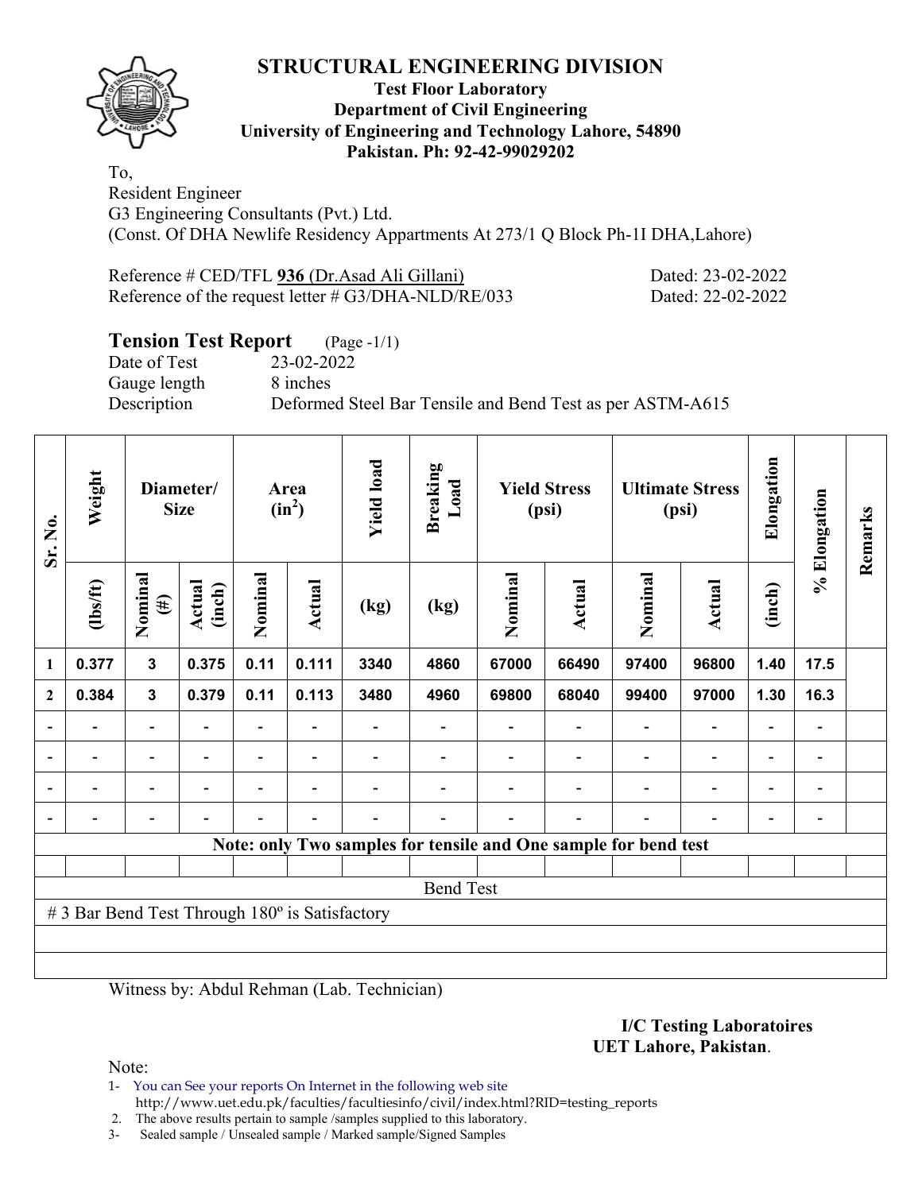# STRUCTURAL ENGINEERING DIVISION

**Test Floor Laboratory**
**Department of Civil Engineering**
**University of Engineering and Technology Lahore, 54890**
**Pakistan. Ph: 92-42-99029202**

To,
Resident Engineer
G3 Engineering Consultants (Pvt.) Ltd.
(Const. Of DHA Newlife Residency Appartments At 273/1 Q Block Ph-1I DHA,Lahore)

Reference # CED/TFL **936** (Dr.Asad Ali Gillani) Dated: 23-02-2022
Reference of the request letter # G3/DHA-NLD/RE/033 Dated: 22-02-2022

## Tension Test Report (Page -1/1)

Date of Test 23-02-2022
Gauge length 8 inches
Description Deformed Steel Bar Tensile and Bend Test as per ASTM-A615

| Sr. No. | Weight | Diameter/ Size | | Area ($in^2$) | | Yield load | Breaking Load | Yield Stress (psi) | | Ultimate Stress (psi) | | Elongation | % Elongation | Remarks |
|---|---|---|---|---|---|---|---|---|---|---|---|---|---|---|
| | (lbs/ft) | Nominal (#) | Actual (inch) | Nominal | Actual | (kg) | (kg) | Nominal | Actual | Nominal | Actual | (inch) | | |
| 1 | 0.377 | 3 | 0.375 | 0.11 | 0.111 | 3340 | 4860 | 67000 | 66490 | 97400 | 96800 | 1.40 | 17.5 | |
| 2 | 0.384 | 3 | 0.379 | 0.11 | 0.113 | 3480 | 4960 | 69800 | 68040 | 99400 | 97000 | 1.30 | 16.3 | |
| - | - | - | - | - | - | - | - | - | - | - | - | - | - | |
| - | - | - | - | - | - | - | - | - | - | - | - | - | - | |
| - | - | - | - | - | - | - | - | - | - | - | - | - | - | |
| - | - | - | - | - | - | - | - | - | - | - | - | - | - | |

**Note: only Two samples for tensile and One sample for bend test**

Bend Test

# 3 Bar Bend Test Through 180º is Satisfactory

Witness by: Abdul Rehman (Lab. Technician)

**I/C Testing Laboratoires**
**UET Lahore, Pakistan**.

Note:
1- You can See your reports On Internet in the following web site
http://www.uet.edu.pk/faculties/facultiesinfo/civil/index.html?RID=testing_reports
2. The above results pertain to sample /samples supplied to this laboratory.
3- Sealed sample / Unsealed sample / Marked sample/Signed Samples